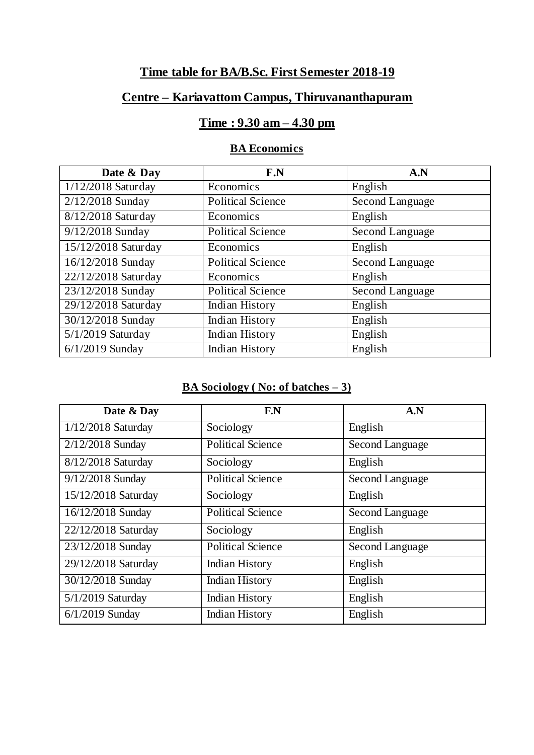## Time table for BA/B.Sc. First Semester 2018-19

## Centre – Kariavattom Campus, Thiruvananthapuram

## Time : 9.30 am – 4.30 pm

### BA Economics

| Date & Day | F.N | A.N |
|---|---|---|
| 1/12/2018 Saturday | Economics | English |
| 2/12/2018 Sunday | Political Science | Second Language |
| 8/12/2018 Saturday | Economics | English |
| 9/12/2018 Sunday | Political Science | Second Language |
| 15/12/2018 Saturday | Economics | English |
| 16/12/2018 Sunday | Political Science | Second Language |
| 22/12/2018 Saturday | Economics | English |
| 23/12/2018 Sunday | Political Science | Second Language |
| 29/12/2018 Saturday | Indian History | English |
| 30/12/2018 Sunday | Indian History | English |
| 5/1/2019 Saturday | Indian History | English |
| 6/1/2019 Sunday | Indian History | English |

### BA Sociology ( No: of batches – 3)

| Date & Day | F.N | A.N |
|---|---|---|
| 1/12/2018 Saturday | Sociology | English |
| 2/12/2018 Sunday | Political Science | Second Language |
| 8/12/2018 Saturday | Sociology | English |
| 9/12/2018 Sunday | Political Science | Second Language |
| 15/12/2018 Saturday | Sociology | English |
| 16/12/2018 Sunday | Political Science | Second Language |
| 22/12/2018 Saturday | Sociology | English |
| 23/12/2018 Sunday | Political Science | Second Language |
| 29/12/2018 Saturday | Indian History | English |
| 30/12/2018 Sunday | Indian History | English |
| 5/1/2019 Saturday | Indian History | English |
| 6/1/2019 Sunday | Indian History | English |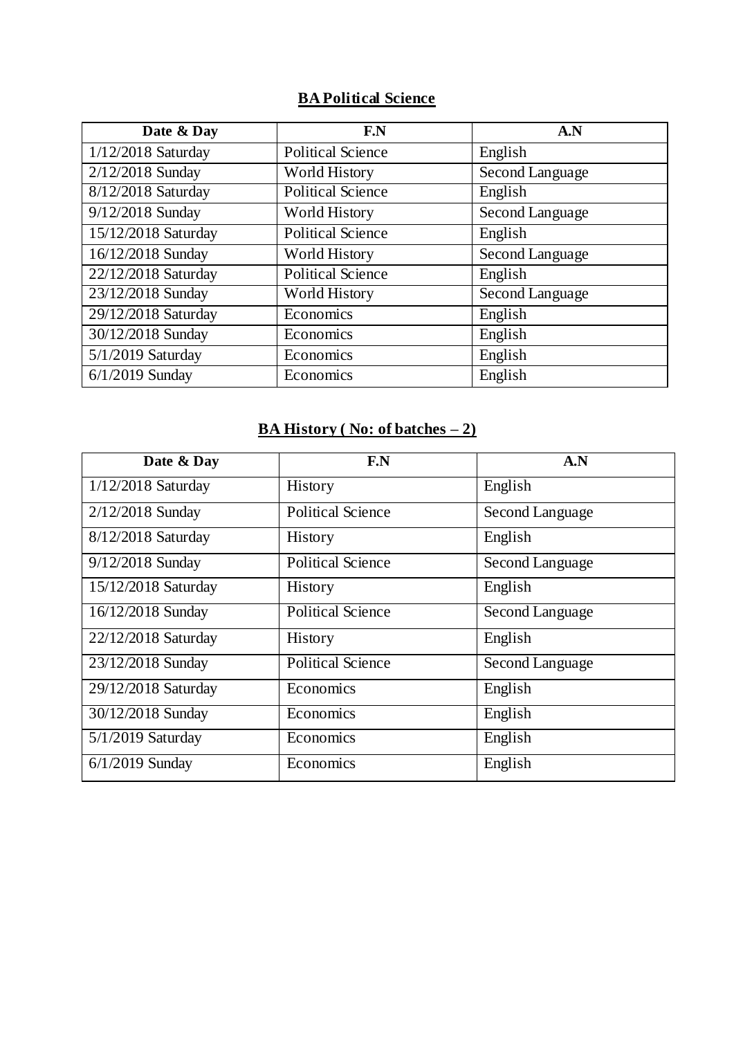## **BA Political Science**

| **Date & Day** | **F.N** | **A.N** |
|---|---|---|
| 1/12/2018 Saturday | Political Science | English |
| 2/12/2018 Sunday | World History | Second Language |
| 8/12/2018 Saturday | Political Science | English |
| 9/12/2018 Sunday | World History | Second Language |
| 15/12/2018 Saturday | Political Science | English |
| 16/12/2018 Sunday | World History | Second Language |
| 22/12/2018 Saturday | Political Science | English |
| 23/12/2018 Sunday | World History | Second Language |
| 29/12/2018 Saturday | Economics | English |
| 30/12/2018 Sunday | Economics | English |
| 5/1/2019 Saturday | Economics | English |
| 6/1/2019 Sunday | Economics | English |

## **BA History ( No: of batches – 2)**

| **Date & Day** | **F.N** | **A.N** |
|---|---|---|
| 1/12/2018 Saturday | History | English |
| 2/12/2018 Sunday | Political Science | Second Language |
| 8/12/2018 Saturday | History | English |
| 9/12/2018 Sunday | Political Science | Second Language |
| 15/12/2018 Saturday | History | English |
| 16/12/2018 Sunday | Political Science | Second Language |
| 22/12/2018 Saturday | History | English |
| 23/12/2018 Sunday | Political Science | Second Language |
| 29/12/2018 Saturday | Economics | English |
| 30/12/2018 Sunday | Economics | English |
| 5/1/2019 Saturday | Economics | English |
| 6/1/2019 Sunday | Economics | English |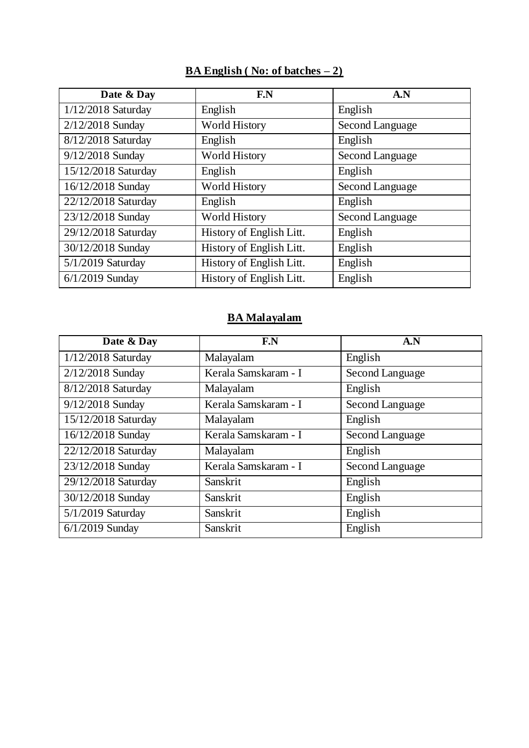**BA English ( No: of batches – 2)**

| Date & Day | F.N | A.N |
|---|---|---|
| 1/12/2018 Saturday | English | English |
| 2/12/2018 Sunday | World History | Second Language |
| 8/12/2018 Saturday | English | English |
| 9/12/2018 Sunday | World History | Second Language |
| 15/12/2018 Saturday | English | English |
| 16/12/2018 Sunday | World History | Second Language |
| 22/12/2018 Saturday | English | English |
| 23/12/2018 Sunday | World History | Second Language |
| 29/12/2018 Saturday | History of English Litt. | English |
| 30/12/2018 Sunday | History of English Litt. | English |
| 5/1/2019 Saturday | History of English Litt. | English |
| 6/1/2019 Sunday | History of English Litt. | English |

**BA Malayalam**

| Date & Day | F.N | A.N |
|---|---|---|
| 1/12/2018 Saturday | Malayalam | English |
| 2/12/2018 Sunday | Kerala Samskaram - I | Second Language |
| 8/12/2018 Saturday | Malayalam | English |
| 9/12/2018 Sunday | Kerala Samskaram - I | Second Language |
| 15/12/2018 Saturday | Malayalam | English |
| 16/12/2018 Sunday | Kerala Samskaram - I | Second Language |
| 22/12/2018 Saturday | Malayalam | English |
| 23/12/2018 Sunday | Kerala Samskaram - I | Second Language |
| 29/12/2018 Saturday | Sanskrit | English |
| 30/12/2018 Sunday | Sanskrit | English |
| 5/1/2019 Saturday | Sanskrit | English |
| 6/1/2019 Sunday | Sanskrit | English |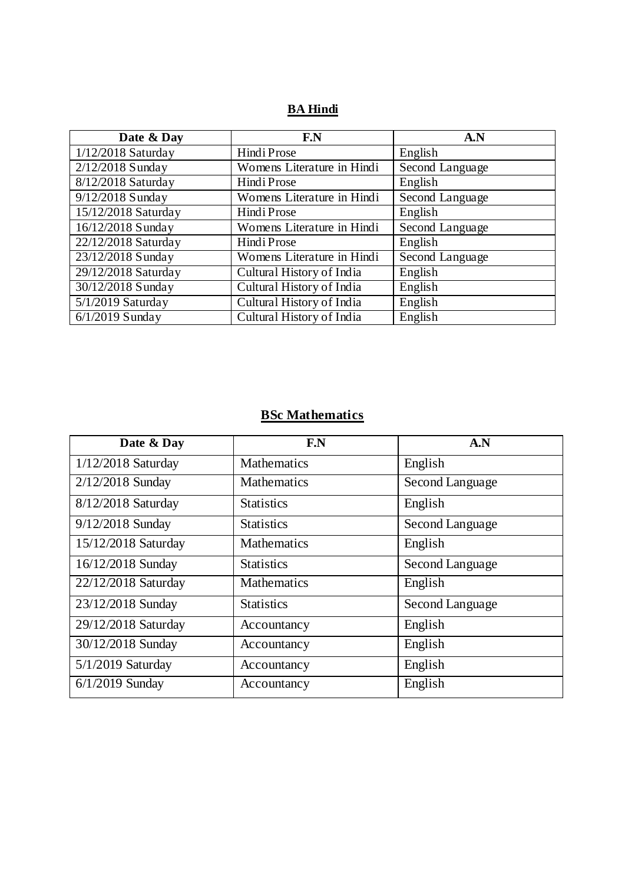## BA Hindi

| Date & Day | F.N | A.N |
|---|---|---|
| 1/12/2018 Saturday | Hindi Prose | English |
| 2/12/2018 Sunday | Womens Literature in Hindi | Second Language |
| 8/12/2018 Saturday | Hindi Prose | English |
| 9/12/2018 Sunday | Womens Literature in Hindi | Second Language |
| 15/12/2018 Saturday | Hindi Prose | English |
| 16/12/2018 Sunday | Womens Literature in Hindi | Second Language |
| 22/12/2018 Saturday | Hindi Prose | English |
| 23/12/2018 Sunday | Womens Literature in Hindi | Second Language |
| 29/12/2018 Saturday | Cultural History of India | English |
| 30/12/2018 Sunday | Cultural History of India | English |
| 5/1/2019 Saturday | Cultural History of India | English |
| 6/1/2019 Sunday | Cultural History of India | English |

## BSc Mathematics

| Date & Day | F.N | A.N |
|---|---|---|
| 1/12/2018 Saturday | Mathematics | English |
| 2/12/2018 Sunday | Mathematics | Second Language |
| 8/12/2018 Saturday | Statistics | English |
| 9/12/2018 Sunday | Statistics | Second Language |
| 15/12/2018 Saturday | Mathematics | English |
| 16/12/2018 Sunday | Statistics | Second Language |
| 22/12/2018 Saturday | Mathematics | English |
| 23/12/2018 Sunday | Statistics | Second Language |
| 29/12/2018 Saturday | Accountancy | English |
| 30/12/2018 Sunday | Accountancy | English |
| 5/1/2019 Saturday | Accountancy | English |
| 6/1/2019 Sunday | Accountancy | English |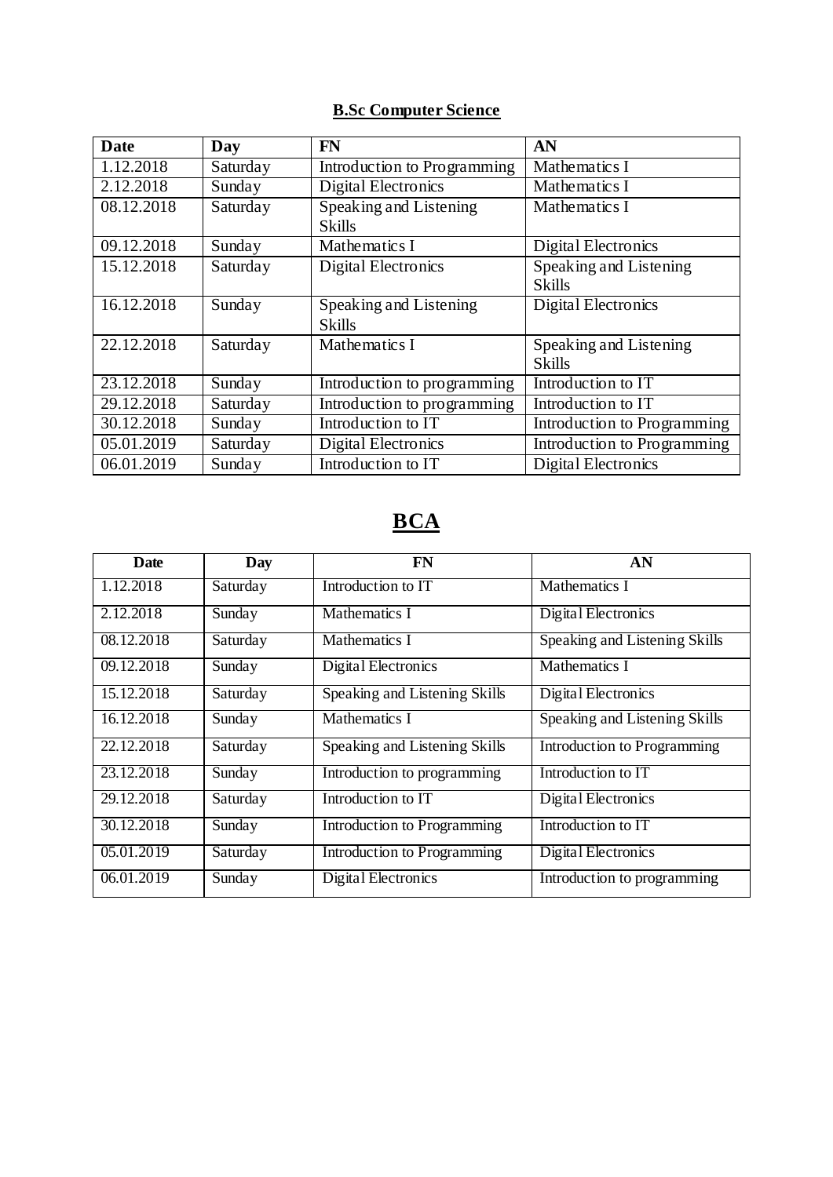## B.Sc Computer Science

| Date | Day | FN | AN |
|---|---|---|---|
| 1.12.2018 | Saturday | Introduction to Programming | Mathematics I |
| 2.12.2018 | Sunday | Digital Electronics | Mathematics I |
| 08.12.2018 | Saturday | Speaking and Listening Skills | Mathematics I |
| 09.12.2018 | Sunday | Mathematics I | Digital Electronics |
| 15.12.2018 | Saturday | Digital Electronics | Speaking and Listening Skills |
| 16.12.2018 | Sunday | Speaking and Listening Skills | Digital Electronics |
| 22.12.2018 | Saturday | Mathematics I | Speaking and Listening Skills |
| 23.12.2018 | Sunday | Introduction to programming | Introduction to IT |
| 29.12.2018 | Saturday | Introduction to programming | Introduction to IT |
| 30.12.2018 | Sunday | Introduction to IT | Introduction to Programming |
| 05.01.2019 | Saturday | Digital Electronics | Introduction to Programming |
| 06.01.2019 | Sunday | Introduction to IT | Digital Electronics |

# BCA

| Date | Day | FN | AN |
|---|---|---|---|
| 1.12.2018 | Saturday | Introduction to IT | Mathematics I |
| 2.12.2018 | Sunday | Mathematics I | Digital Electronics |
| 08.12.2018 | Saturday | Mathematics I | Speaking and Listening Skills |
| 09.12.2018 | Sunday | Digital Electronics | Mathematics I |
| 15.12.2018 | Saturday | Speaking and Listening Skills | Digital Electronics |
| 16.12.2018 | Sunday | Mathematics I | Speaking and Listening Skills |
| 22.12.2018 | Saturday | Speaking and Listening Skills | Introduction to Programming |
| 23.12.2018 | Sunday | Introduction to programming | Introduction to IT |
| 29.12.2018 | Saturday | Introduction to IT | Digital Electronics |
| 30.12.2018 | Sunday | Introduction to Programming | Introduction to IT |
| 05.01.2019 | Saturday | Introduction to Programming | Digital Electronics |
| 06.01.2019 | Sunday | Digital Electronics | Introduction to programming |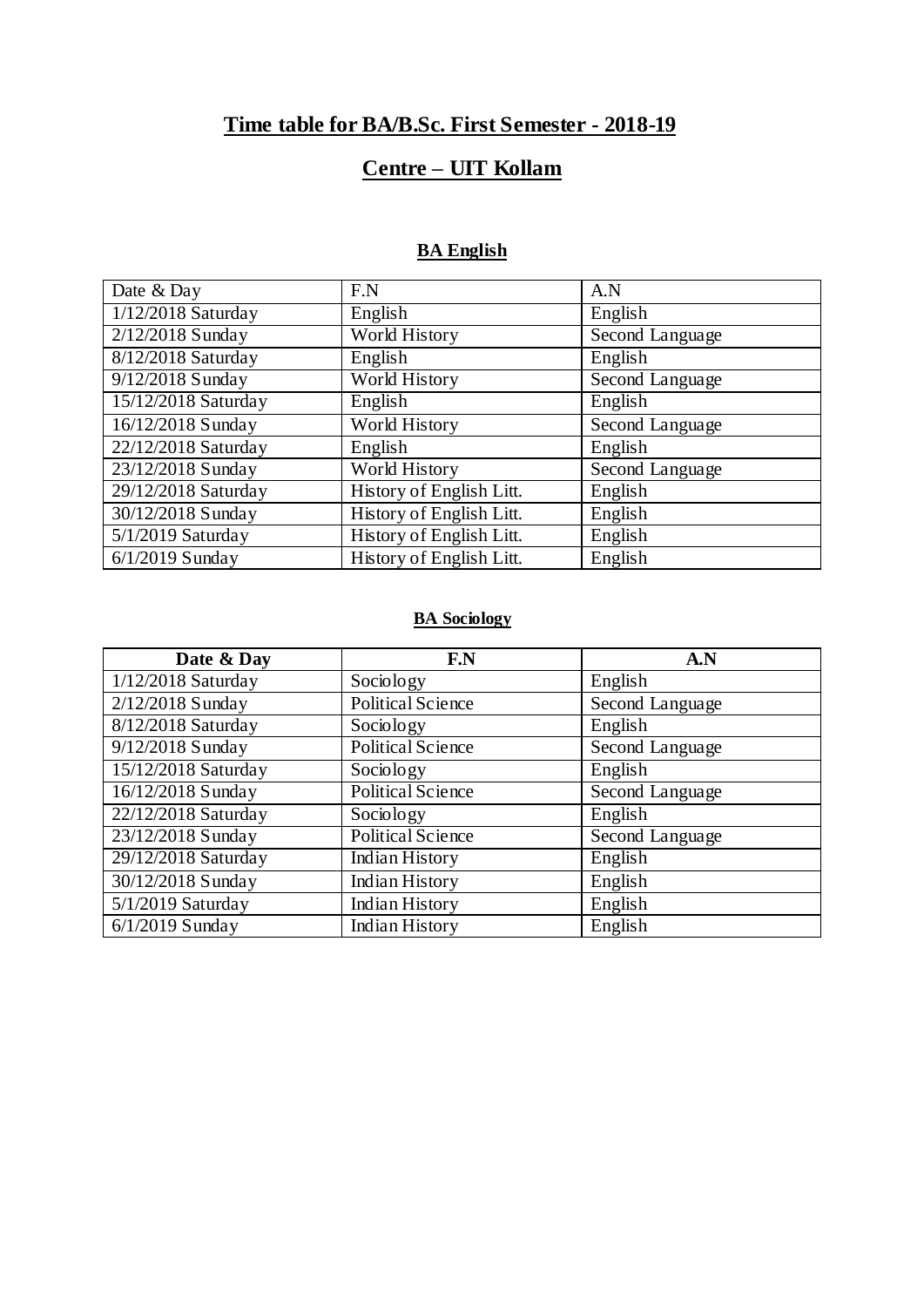# Time table for BA/B.Sc. First Semester - 2018-19

## Centre – UIT Kollam

### BA English

| Date & Day | F.N | A.N |
|---|---|---|
| 1/12/2018 Saturday | English | English |
| 2/12/2018 Sunday | World History | Second Language |
| 8/12/2018 Saturday | English | English |
| 9/12/2018 Sunday | World History | Second Language |
| 15/12/2018 Saturday | English | English |
| 16/12/2018 Sunday | World History | Second Language |
| 22/12/2018 Saturday | English | English |
| 23/12/2018 Sunday | World History | Second Language |
| 29/12/2018 Saturday | History of English Litt. | English |
| 30/12/2018 Sunday | History of English Litt. | English |
| 5/1/2019 Saturday | History of English Litt. | English |
| 6/1/2019 Sunday | History of English Litt. | English |

### BA Sociology

| Date & Day | F.N | A.N |
|---|---|---|
| 1/12/2018 Saturday | Sociology | English |
| 2/12/2018 Sunday | Political Science | Second Language |
| 8/12/2018 Saturday | Sociology | English |
| 9/12/2018 Sunday | Political Science | Second Language |
| 15/12/2018 Saturday | Sociology | English |
| 16/12/2018 Sunday | Political Science | Second Language |
| 22/12/2018 Saturday | Sociology | English |
| 23/12/2018 Sunday | Political Science | Second Language |
| 29/12/2018 Saturday | Indian History | English |
| 30/12/2018 Sunday | Indian History | English |
| 5/1/2019 Saturday | Indian History | English |
| 6/1/2019 Sunday | Indian History | English |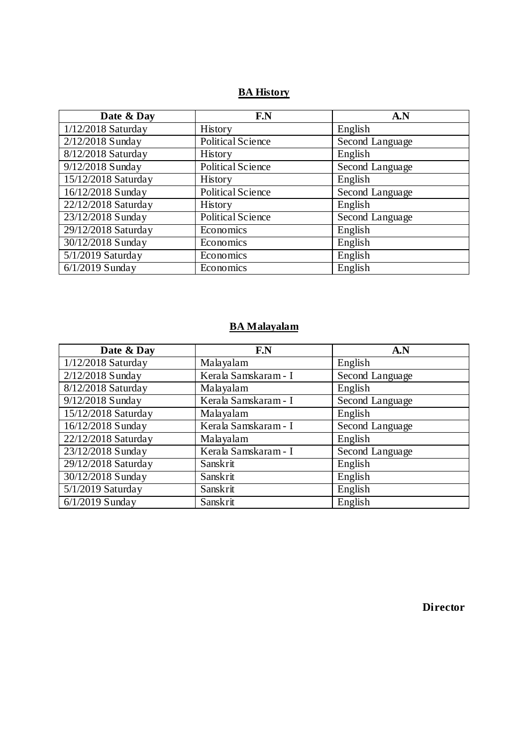## BA History

| Date & Day | F.N | A.N |
|---|---|---|
| 1/12/2018 Saturday | History | English |
| 2/12/2018 Sunday | Political Science | Second Language |
| 8/12/2018 Saturday | History | English |
| 9/12/2018 Sunday | Political Science | Second Language |
| 15/12/2018 Saturday | History | English |
| 16/12/2018 Sunday | Political Science | Second Language |
| 22/12/2018 Saturday | History | English |
| 23/12/2018 Sunday | Political Science | Second Language |
| 29/12/2018 Saturday | Economics | English |
| 30/12/2018 Sunday | Economics | English |
| 5/1/2019 Saturday | Economics | English |
| 6/1/2019 Sunday | Economics | English |

## BA Malayalam

| Date & Day | F.N | A.N |
|---|---|---|
| 1/12/2018 Saturday | Malayalam | English |
| 2/12/2018 Sunday | Kerala Samskaram - I | Second Language |
| 8/12/2018 Saturday | Malayalam | English |
| 9/12/2018 Sunday | Kerala Samskaram - I | Second Language |
| 15/12/2018 Saturday | Malayalam | English |
| 16/12/2018 Sunday | Kerala Samskaram - I | Second Language |
| 22/12/2018 Saturday | Malayalam | English |
| 23/12/2018 Sunday | Kerala Samskaram - I | Second Language |
| 29/12/2018 Saturday | Sanskrit | English |
| 30/12/2018 Sunday | Sanskrit | English |
| 5/1/2019 Saturday | Sanskrit | English |
| 6/1/2019 Sunday | Sanskrit | English |

**Director**